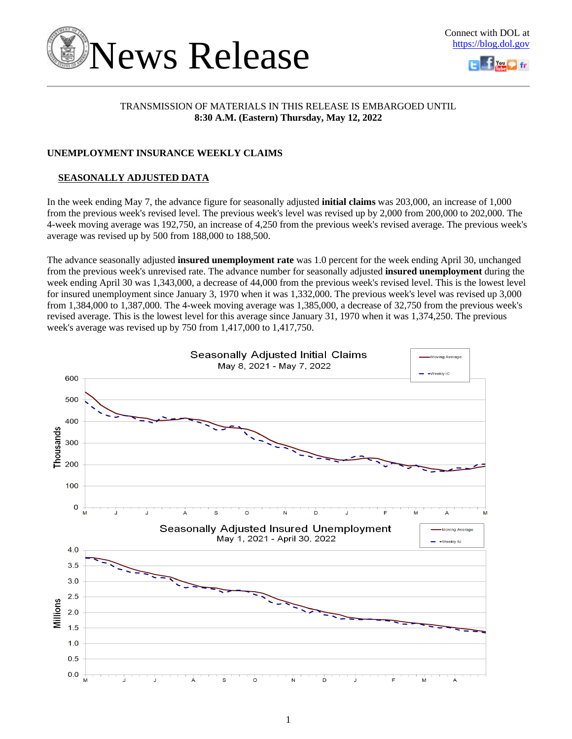# News Release

Connect with DOL at https://blog.dol.gov

TRANSMISSION OF MATERIALS IN THIS RELEASE IS EMBARGOED UNTIL
**8:30 A.M. (Eastern) Thursday, May 12, 2022**

## UNEMPLOYMENT INSURANCE WEEKLY CLAIMS

### SEASONALLY ADJUSTED DATA

In the week ending May 7, the advance figure for seasonally adjusted **initial claims** was 203,000, an increase of 1,000 from the previous week's revised level. The previous week's level was revised up by 2,000 from 200,000 to 202,000. The 4-week moving average was 192,750, an increase of 4,250 from the previous week's revised average. The previous week's average was revised up by 500 from 188,000 to 188,500.

The advance seasonally adjusted **insured unemployment rate** was 1.0 percent for the week ending April 30, unchanged from the previous week's unrevised rate. The advance number for seasonally adjusted **insured unemployment** during the week ending April 30 was 1,343,000, a decrease of 44,000 from the previous week's revised level. This is the lowest level for insured unemployment since January 3, 1970 when it was 1,332,000. The previous week's level was revised up 3,000 from 1,384,000 to 1,387,000. The 4-week moving average was 1,385,000, a decrease of 32,750 from the previous week's revised average. This is the lowest level for this average since January 31, 1970 when it was 1,374,250. The previous week's average was revised up by 750 from 1,417,000 to 1,417,750.

Seasonally Adjusted Initial Claims
May 8, 2021 - May 7, 2022

Seasonally Adjusted Insured Unemployment
May 1, 2021 - April 30, 2022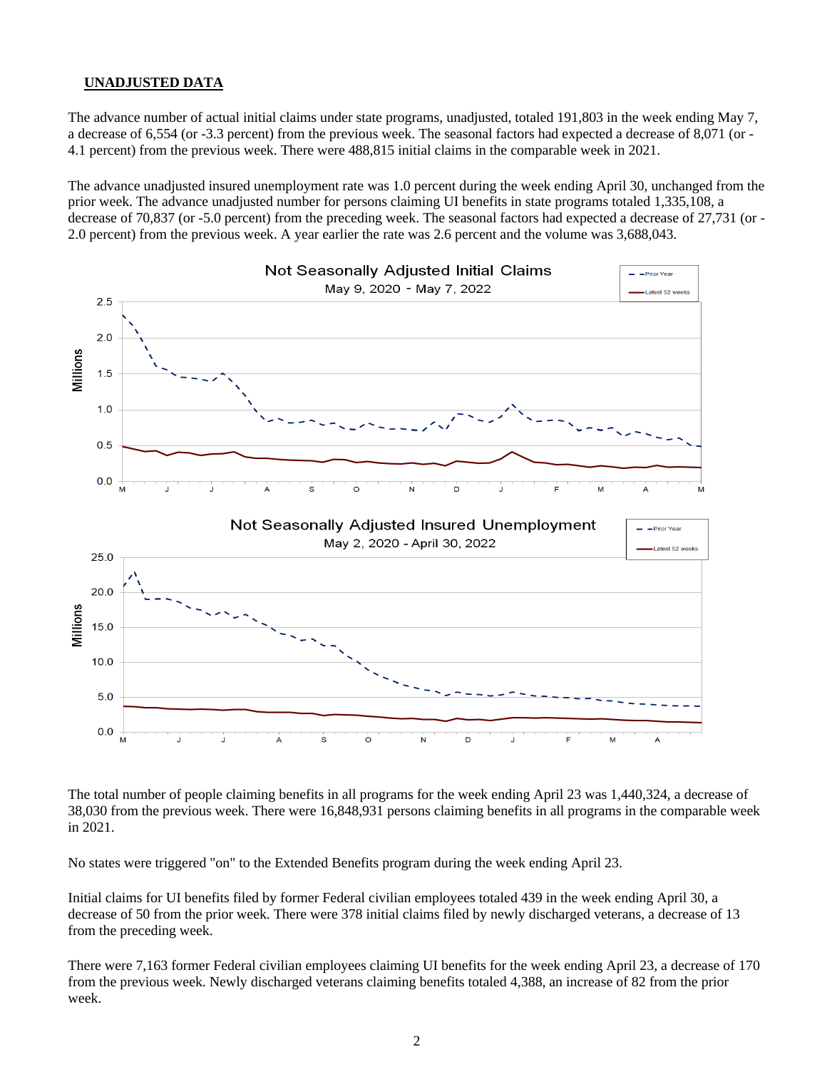## UNADJUSTED DATA

The advance number of actual initial claims under state programs, unadjusted, totaled 191,803 in the week ending May 7, a decrease of 6,554 (or -3.3 percent) from the previous week. The seasonal factors had expected a decrease of 8,071 (or -4.1 percent) from the previous week. There were 488,815 initial claims in the comparable week in 2021.

The advance unadjusted insured unemployment rate was 1.0 percent during the week ending April 30, unchanged from the prior week. The advance unadjusted number for persons claiming UI benefits in state programs totaled 1,335,108, a decrease of 70,837 (or -5.0 percent) from the preceding week. The seasonal factors had expected a decrease of 27,731 (or -2.0 percent) from the previous week. A year earlier the rate was 2.6 percent and the volume was 3,688,043.

The total number of people claiming benefits in all programs for the week ending April 23 was 1,440,324, a decrease of 38,030 from the previous week. There were 16,848,931 persons claiming benefits in all programs in the comparable week in 2021.

No states were triggered "on" to the Extended Benefits program during the week ending April 23.

Initial claims for UI benefits filed by former Federal civilian employees totaled 439 in the week ending April 30, a decrease of 50 from the prior week. There were 378 initial claims filed by newly discharged veterans, a decrease of 13 from the preceding week.

There were 7,163 former Federal civilian employees claiming UI benefits for the week ending April 23, a decrease of 170 from the previous week. Newly discharged veterans claiming benefits totaled 4,388, an increase of 82 from the prior week.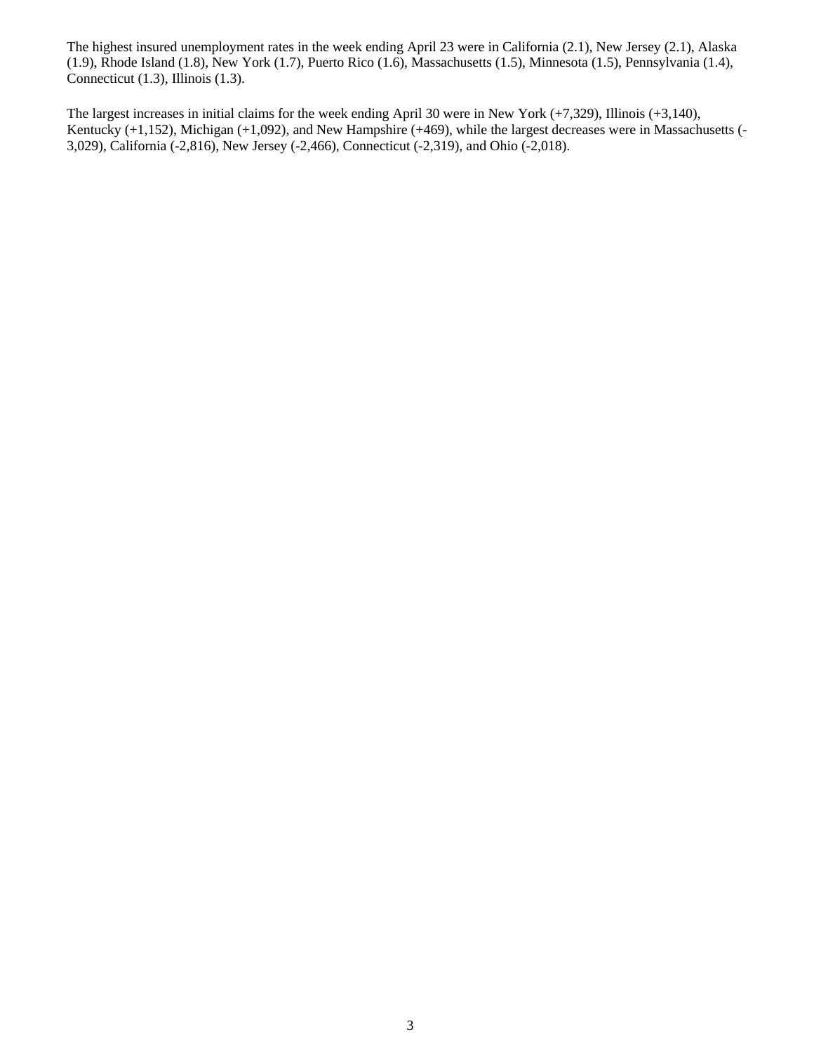The highest insured unemployment rates in the week ending April 23 were in California (2.1), New Jersey (2.1), Alaska (1.9), Rhode Island (1.8), New York (1.7), Puerto Rico (1.6), Massachusetts (1.5), Minnesota (1.5), Pennsylvania (1.4), Connecticut (1.3), Illinois (1.3).

The largest increases in initial claims for the week ending April 30 were in New York (+7,329), Illinois (+3,140), Kentucky (+1,152), Michigan (+1,092), and New Hampshire (+469), while the largest decreases were in Massachusetts (-3,029), California (-2,816), New Jersey (-2,466), Connecticut (-2,319), and Ohio (-2,018).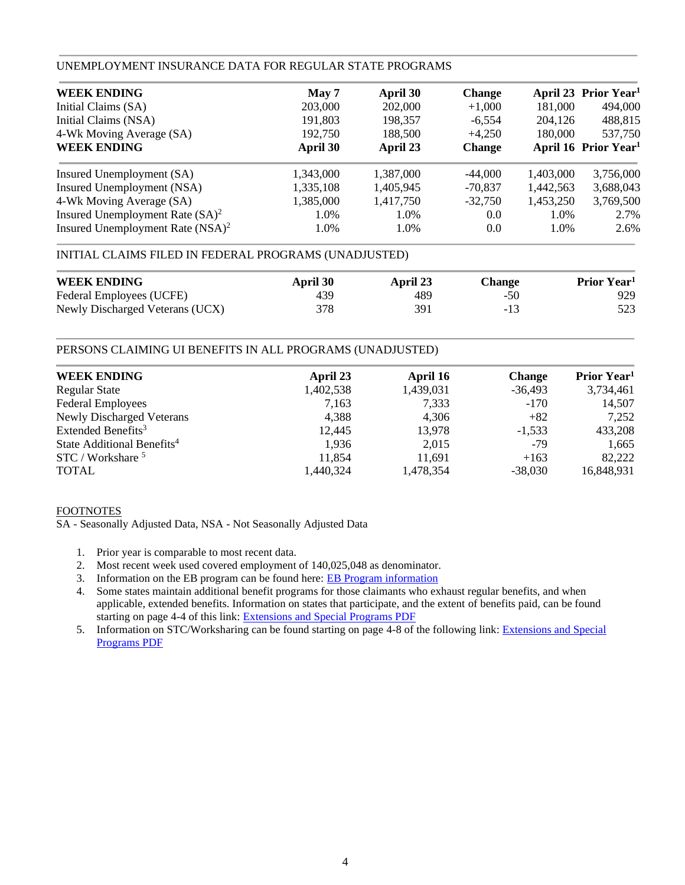## UNEMPLOYMENT INSURANCE DATA FOR REGULAR STATE PROGRAMS

| WEEK ENDING | May 7 | April 30 | Change | April 23 | Prior Year[1] |
|---|---|---|---|---|---|
| Initial Claims (SA) | 203,000 | 202,000 | +1,000 | 181,000 | 494,000 |
| Initial Claims (NSA) | 191,803 | 198,357 | -6,554 | 204,126 | 488,815 |
| 4-Wk Moving Average (SA) | 192,750 | 188,500 | +4,250 | 180,000 | 537,750 |
| **WEEK ENDING** | **April 30** | **April 23** | **Change** | **April 16** | **Prior Year[1]** |
| Insured Unemployment (SA) | 1,343,000 | 1,387,000 | -44,000 | 1,403,000 | 3,756,000 |
| Insured Unemployment (NSA) | 1,335,108 | 1,405,945 | -70,837 | 1,442,563 | 3,688,043 |
| 4-Wk Moving Average (SA) | 1,385,000 | 1,417,750 | -32,750 | 1,453,250 | 3,769,500 |
| Insured Unemployment Rate (SA)[2] | 1.0% | 1.0% | 0.0 | 1.0% | 2.7% |
| Insured Unemployment Rate (NSA)[2] | 1.0% | 1.0% | 0.0 | 1.0% | 2.6% |

## INITIAL CLAIMS FILED IN FEDERAL PROGRAMS (UNADJUSTED)

| WEEK ENDING | April 30 | April 23 | Change | Prior Year[1] |
|---|---|---|---|---|
| Federal Employees (UCFE) | 439 | 489 | -50 | 929 |
| Newly Discharged Veterans (UCX) | 378 | 391 | -13 | 523 |

## PERSONS CLAIMING UI BENEFITS IN ALL PROGRAMS (UNADJUSTED)

| WEEK ENDING | April 23 | April 16 | Change | Prior Year[1] |
|---|---|---|---|---|
| Regular State | 1,402,538 | 1,439,031 | -36,493 | 3,734,461 |
| Federal Employees | 7,163 | 7,333 | -170 | 14,507 |
| Newly Discharged Veterans | 4,388 | 4,306 | +82 | 7,252 |
| Extended Benefits[3] | 12,445 | 13,978 | -1,533 | 433,208 |
| State Additional Benefits[4] | 1,936 | 2,015 | -79 | 1,665 |
| STC / Workshare [5] | 11,854 | 11,691 | +163 | 82,222 |
| TOTAL | 1,440,324 | 1,478,354 | -38,030 | 16,848,931 |

FOOTNOTES

SA - Seasonally Adjusted Data, NSA - Not Seasonally Adjusted Data

1. Prior year is comparable to most recent data.
2. Most recent week used covered employment of 140,025,048 as denominator.
3. Information on the EB program can be found here: EB Program information
4. Some states maintain additional benefit programs for those claimants who exhaust regular benefits, and when applicable, extended benefits. Information on states that participate, and the extent of benefits paid, can be found starting on page 4-4 of this link: Extensions and Special Programs PDF
5. Information on STC/Worksharing can be found starting on page 4-8 of the following link: Extensions and Special Programs PDF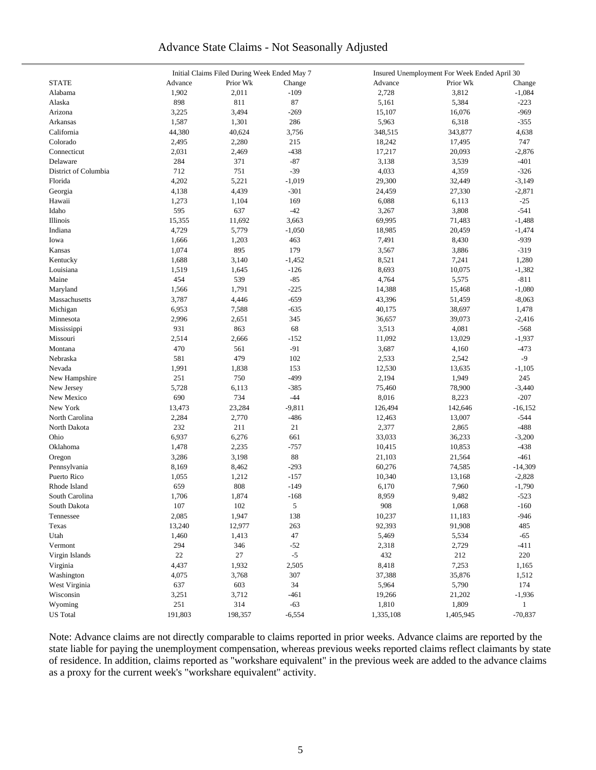# Advance State Claims - Not Seasonally Adjusted

| STATE | Initial Claims Filed During Week Ended May 7 | | | Insured Unemployment For Week Ended April 30 | | |
|---|---|---|---|---|---|---|
| | Advance | Prior Wk | Change | Advance | Prior Wk | Change |
| Alabama | 1,902 | 2,011 | -109 | 2,728 | 3,812 | -1,084 |
| Alaska | 898 | 811 | 87 | 5,161 | 5,384 | -223 |
| Arizona | 3,225 | 3,494 | -269 | 15,107 | 16,076 | -969 |
| Arkansas | 1,587 | 1,301 | 286 | 5,963 | 6,318 | -355 |
| California | 44,380 | 40,624 | 3,756 | 348,515 | 343,877 | 4,638 |
| Colorado | 2,495 | 2,280 | 215 | 18,242 | 17,495 | 747 |
| Connecticut | 2,031 | 2,469 | -438 | 17,217 | 20,093 | -2,876 |
| Delaware | 284 | 371 | -87 | 3,138 | 3,539 | -401 |
| District of Columbia | 712 | 751 | -39 | 4,033 | 4,359 | -326 |
| Florida | 4,202 | 5,221 | -1,019 | 29,300 | 32,449 | -3,149 |
| Georgia | 4,138 | 4,439 | -301 | 24,459 | 27,330 | -2,871 |
| Hawaii | 1,273 | 1,104 | 169 | 6,088 | 6,113 | -25 |
| Idaho | 595 | 637 | -42 | 3,267 | 3,808 | -541 |
| Illinois | 15,355 | 11,692 | 3,663 | 69,995 | 71,483 | -1,488 |
| Indiana | 4,729 | 5,779 | -1,050 | 18,985 | 20,459 | -1,474 |
| Iowa | 1,666 | 1,203 | 463 | 7,491 | 8,430 | -939 |
| Kansas | 1,074 | 895 | 179 | 3,567 | 3,886 | -319 |
| Kentucky | 1,688 | 3,140 | -1,452 | 8,521 | 7,241 | 1,280 |
| Louisiana | 1,519 | 1,645 | -126 | 8,693 | 10,075 | -1,382 |
| Maine | 454 | 539 | -85 | 4,764 | 5,575 | -811 |
| Maryland | 1,566 | 1,791 | -225 | 14,388 | 15,468 | -1,080 |
| Massachusetts | 3,787 | 4,446 | -659 | 43,396 | 51,459 | -8,063 |
| Michigan | 6,953 | 7,588 | -635 | 40,175 | 38,697 | 1,478 |
| Minnesota | 2,996 | 2,651 | 345 | 36,657 | 39,073 | -2,416 |
| Mississippi | 931 | 863 | 68 | 3,513 | 4,081 | -568 |
| Missouri | 2,514 | 2,666 | -152 | 11,092 | 13,029 | -1,937 |
| Montana | 470 | 561 | -91 | 3,687 | 4,160 | -473 |
| Nebraska | 581 | 479 | 102 | 2,533 | 2,542 | -9 |
| Nevada | 1,991 | 1,838 | 153 | 12,530 | 13,635 | -1,105 |
| New Hampshire | 251 | 750 | -499 | 2,194 | 1,949 | 245 |
| New Jersey | 5,728 | 6,113 | -385 | 75,460 | 78,900 | -3,440 |
| New Mexico | 690 | 734 | -44 | 8,016 | 8,223 | -207 |
| New York | 13,473 | 23,284 | -9,811 | 126,494 | 142,646 | -16,152 |
| North Carolina | 2,284 | 2,770 | -486 | 12,463 | 13,007 | -544 |
| North Dakota | 232 | 211 | 21 | 2,377 | 2,865 | -488 |
| Ohio | 6,937 | 6,276 | 661 | 33,033 | 36,233 | -3,200 |
| Oklahoma | 1,478 | 2,235 | -757 | 10,415 | 10,853 | -438 |
| Oregon | 3,286 | 3,198 | 88 | 21,103 | 21,564 | -461 |
| Pennsylvania | 8,169 | 8,462 | -293 | 60,276 | 74,585 | -14,309 |
| Puerto Rico | 1,055 | 1,212 | -157 | 10,340 | 13,168 | -2,828 |
| Rhode Island | 659 | 808 | -149 | 6,170 | 7,960 | -1,790 |
| South Carolina | 1,706 | 1,874 | -168 | 8,959 | 9,482 | -523 |
| South Dakota | 107 | 102 | 5 | 908 | 1,068 | -160 |
| Tennessee | 2,085 | 1,947 | 138 | 10,237 | 11,183 | -946 |
| Texas | 13,240 | 12,977 | 263 | 92,393 | 91,908 | 485 |
| Utah | 1,460 | 1,413 | 47 | 5,469 | 5,534 | -65 |
| Vermont | 294 | 346 | -52 | 2,318 | 2,729 | -411 |
| Virgin Islands | 22 | 27 | -5 | 432 | 212 | 220 |
| Virginia | 4,437 | 1,932 | 2,505 | 8,418 | 7,253 | 1,165 |
| Washington | 4,075 | 3,768 | 307 | 37,388 | 35,876 | 1,512 |
| West Virginia | 637 | 603 | 34 | 5,964 | 5,790 | 174 |
| Wisconsin | 3,251 | 3,712 | -461 | 19,266 | 21,202 | -1,936 |
| Wyoming | 251 | 314 | -63 | 1,810 | 1,809 | 1 |
| US Total | 191,803 | 198,357 | -6,554 | 1,335,108 | 1,405,945 | -70,837 |

Note: Advance claims are not directly comparable to claims reported in prior weeks. Advance claims are reported by the state liable for paying the unemployment compensation, whereas previous weeks reported claims reflect claimants by state of residence. In addition, claims reported as "workshare equivalent" in the previous week are added to the advance claims as a proxy for the current week's "workshare equivalent" activity.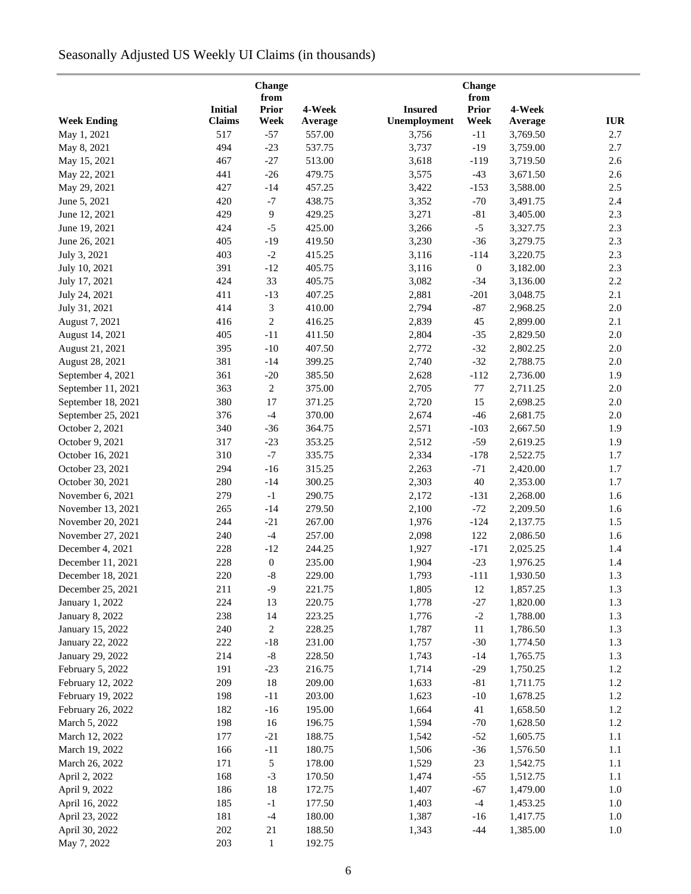# Seasonally Adjusted US Weekly UI Claims (in thousands)

| Week Ending | Initial Claims | Change from Prior Week | 4-Week Average | Insured Unemployment | Change from Prior Week | 4-Week Average | IUR |
|---|---|---|---|---|---|---|---|
| May 1, 2021 | 517 | -57 | 557.00 | 3,756 | -11 | 3,769.50 | 2.7 |
| May 8, 2021 | 494 | -23 | 537.75 | 3,737 | -19 | 3,759.00 | 2.7 |
| May 15, 2021 | 467 | -27 | 513.00 | 3,618 | -119 | 3,719.50 | 2.6 |
| May 22, 2021 | 441 | -26 | 479.75 | 3,575 | -43 | 3,671.50 | 2.6 |
| May 29, 2021 | 427 | -14 | 457.25 | 3,422 | -153 | 3,588.00 | 2.5 |
| June 5, 2021 | 420 | -7 | 438.75 | 3,352 | -70 | 3,491.75 | 2.4 |
| June 12, 2021 | 429 | 9 | 429.25 | 3,271 | -81 | 3,405.00 | 2.3 |
| June 19, 2021 | 424 | -5 | 425.00 | 3,266 | -5 | 3,327.75 | 2.3 |
| June 26, 2021 | 405 | -19 | 419.50 | 3,230 | -36 | 3,279.75 | 2.3 |
| July 3, 2021 | 403 | -2 | 415.25 | 3,116 | -114 | 3,220.75 | 2.3 |
| July 10, 2021 | 391 | -12 | 405.75 | 3,116 | 0 | 3,182.00 | 2.3 |
| July 17, 2021 | 424 | 33 | 405.75 | 3,082 | -34 | 3,136.00 | 2.2 |
| July 24, 2021 | 411 | -13 | 407.25 | 2,881 | -201 | 3,048.75 | 2.1 |
| July 31, 2021 | 414 | 3 | 410.00 | 2,794 | -87 | 2,968.25 | 2.0 |
| August 7, 2021 | 416 | 2 | 416.25 | 2,839 | 45 | 2,899.00 | 2.1 |
| August 14, 2021 | 405 | -11 | 411.50 | 2,804 | -35 | 2,829.50 | 2.0 |
| August 21, 2021 | 395 | -10 | 407.50 | 2,772 | -32 | 2,802.25 | 2.0 |
| August 28, 2021 | 381 | -14 | 399.25 | 2,740 | -32 | 2,788.75 | 2.0 |
| September 4, 2021 | 361 | -20 | 385.50 | 2,628 | -112 | 2,736.00 | 1.9 |
| September 11, 2021 | 363 | 2 | 375.00 | 2,705 | 77 | 2,711.25 | 2.0 |
| September 18, 2021 | 380 | 17 | 371.25 | 2,720 | 15 | 2,698.25 | 2.0 |
| September 25, 2021 | 376 | -4 | 370.00 | 2,674 | -46 | 2,681.75 | 2.0 |
| October 2, 2021 | 340 | -36 | 364.75 | 2,571 | -103 | 2,667.50 | 1.9 |
| October 9, 2021 | 317 | -23 | 353.25 | 2,512 | -59 | 2,619.25 | 1.9 |
| October 16, 2021 | 310 | -7 | 335.75 | 2,334 | -178 | 2,522.75 | 1.7 |
| October 23, 2021 | 294 | -16 | 315.25 | 2,263 | -71 | 2,420.00 | 1.7 |
| October 30, 2021 | 280 | -14 | 300.25 | 2,303 | 40 | 2,353.00 | 1.7 |
| November 6, 2021 | 279 | -1 | 290.75 | 2,172 | -131 | 2,268.00 | 1.6 |
| November 13, 2021 | 265 | -14 | 279.50 | 2,100 | -72 | 2,209.50 | 1.6 |
| November 20, 2021 | 244 | -21 | 267.00 | 1,976 | -124 | 2,137.75 | 1.5 |
| November 27, 2021 | 240 | -4 | 257.00 | 2,098 | 122 | 2,086.50 | 1.6 |
| December 4, 2021 | 228 | -12 | 244.25 | 1,927 | -171 | 2,025.25 | 1.4 |
| December 11, 2021 | 228 | 0 | 235.00 | 1,904 | -23 | 1,976.25 | 1.4 |
| December 18, 2021 | 220 | -8 | 229.00 | 1,793 | -111 | 1,930.50 | 1.3 |
| December 25, 2021 | 211 | -9 | 221.75 | 1,805 | 12 | 1,857.25 | 1.3 |
| January 1, 2022 | 224 | 13 | 220.75 | 1,778 | -27 | 1,820.00 | 1.3 |
| January 8, 2022 | 238 | 14 | 223.25 | 1,776 | -2 | 1,788.00 | 1.3 |
| January 15, 2022 | 240 | 2 | 228.25 | 1,787 | 11 | 1,786.50 | 1.3 |
| January 22, 2022 | 222 | -18 | 231.00 | 1,757 | -30 | 1,774.50 | 1.3 |
| January 29, 2022 | 214 | -8 | 228.50 | 1,743 | -14 | 1,765.75 | 1.3 |
| February 5, 2022 | 191 | -23 | 216.75 | 1,714 | -29 | 1,750.25 | 1.2 |
| February 12, 2022 | 209 | 18 | 209.00 | 1,633 | -81 | 1,711.75 | 1.2 |
| February 19, 2022 | 198 | -11 | 203.00 | 1,623 | -10 | 1,678.25 | 1.2 |
| February 26, 2022 | 182 | -16 | 195.00 | 1,664 | 41 | 1,658.50 | 1.2 |
| March 5, 2022 | 198 | 16 | 196.75 | 1,594 | -70 | 1,628.50 | 1.2 |
| March 12, 2022 | 177 | -21 | 188.75 | 1,542 | -52 | 1,605.75 | 1.1 |
| March 19, 2022 | 166 | -11 | 180.75 | 1,506 | -36 | 1,576.50 | 1.1 |
| March 26, 2022 | 171 | 5 | 178.00 | 1,529 | 23 | 1,542.75 | 1.1 |
| April 2, 2022 | 168 | -3 | 170.50 | 1,474 | -55 | 1,512.75 | 1.1 |
| April 9, 2022 | 186 | 18 | 172.75 | 1,407 | -67 | 1,479.00 | 1.0 |
| April 16, 2022 | 185 | -1 | 177.50 | 1,403 | -4 | 1,453.25 | 1.0 |
| April 23, 2022 | 181 | -4 | 180.00 | 1,387 | -16 | 1,417.75 | 1.0 |
| April 30, 2022 | 202 | 21 | 188.50 | 1,343 | -44 | 1,385.00 | 1.0 |
| May 7, 2022 | 203 | 1 | 192.75 | | | | |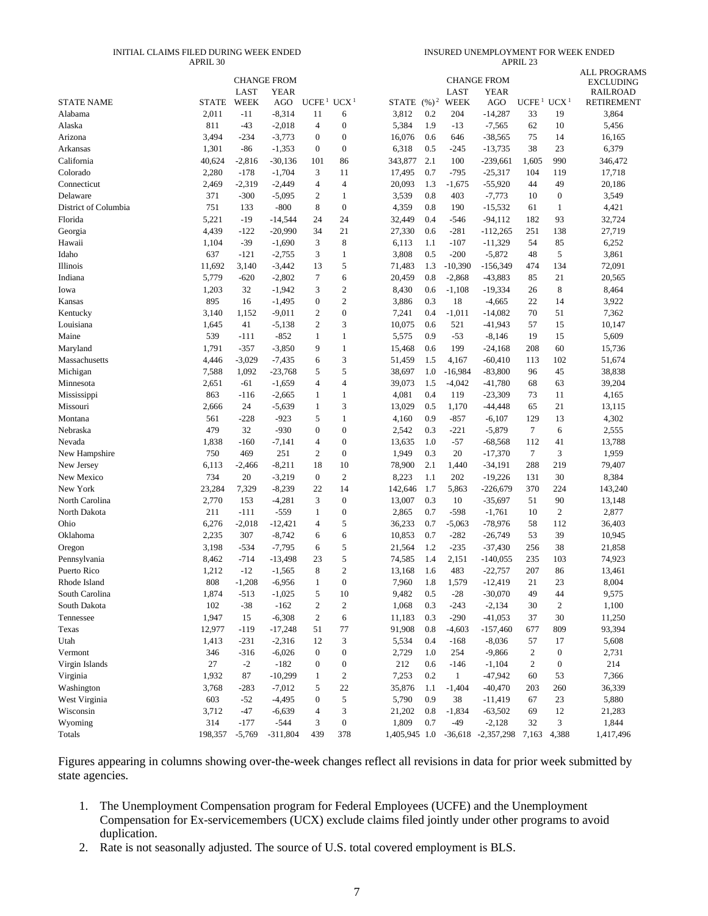| | INITIAL CLAIMS FILED DURING WEEK ENDED APRIL 30 | | | | | INSURED UNEMPLOYMENT FOR WEEK ENDED APRIL 23 | | | | | | |
|---|---|---|---|---|---|---|---|---|---|---|---|---|
| | | CHANGE FROM | | | | | | CHANGE FROM | | | | ALL PROGRAMS EXCLUDING RAILROAD |
| STATE NAME | STATE | LAST WEEK | YEAR AGO | UCFE [1] | UCX [1] | STATE | (%) [2] | LAST WEEK | YEAR AGO | UCFE [1] | UCX [1] | RETIREMENT |
| Alabama | 2,011 | -11 | -8,314 | 11 | 6 | 3,812 | 0.2 | 204 | -14,287 | 33 | 19 | 3,864 |
| Alaska | 811 | -43 | -2,018 | 4 | 0 | 5,384 | 1.9 | -13 | -7,565 | 62 | 10 | 5,456 |
| Arizona | 3,494 | -234 | -3,773 | 0 | 0 | 16,076 | 0.6 | 646 | -38,565 | 75 | 14 | 16,165 |
| Arkansas | 1,301 | -86 | -1,353 | 0 | 0 | 6,318 | 0.5 | -245 | -13,735 | 38 | 23 | 6,379 |
| California | 40,624 | -2,816 | -30,136 | 101 | 86 | 343,877 | 2.1 | 100 | -239,661 | 1,605 | 990 | 346,472 |
| Colorado | 2,280 | -178 | -1,704 | 3 | 11 | 17,495 | 0.7 | -795 | -25,317 | 104 | 119 | 17,718 |
| Connecticut | 2,469 | -2,319 | -2,449 | 4 | 4 | 20,093 | 1.3 | -1,675 | -55,920 | 44 | 49 | 20,186 |
| Delaware | 371 | -300 | -5,095 | 2 | 1 | 3,539 | 0.8 | 403 | -7,773 | 10 | 0 | 3,549 |
| District of Columbia | 751 | 133 | -800 | 8 | 0 | 4,359 | 0.8 | 190 | -15,532 | 61 | 1 | 4,421 |
| Florida | 5,221 | -19 | -14,544 | 24 | 24 | 32,449 | 0.4 | -546 | -94,112 | 182 | 93 | 32,724 |
| Georgia | 4,439 | -122 | -20,990 | 34 | 21 | 27,330 | 0.6 | -281 | -112,265 | 251 | 138 | 27,719 |
| Hawaii | 1,104 | -39 | -1,690 | 3 | 8 | 6,113 | 1.1 | -107 | -11,329 | 54 | 85 | 6,252 |
| Idaho | 637 | -121 | -2,755 | 3 | 1 | 3,808 | 0.5 | -200 | -5,872 | 48 | 5 | 3,861 |
| Illinois | 11,692 | 3,140 | -3,442 | 13 | 5 | 71,483 | 1.3 | -10,390 | -156,349 | 474 | 134 | 72,091 |
| Indiana | 5,779 | -620 | -2,802 | 7 | 6 | 20,459 | 0.8 | -2,868 | -43,883 | 85 | 21 | 20,565 |
| Iowa | 1,203 | 32 | -1,942 | 3 | 2 | 8,430 | 0.6 | -1,108 | -19,334 | 26 | 8 | 8,464 |
| Kansas | 895 | 16 | -1,495 | 0 | 2 | 3,886 | 0.3 | 18 | -4,665 | 22 | 14 | 3,922 |
| Kentucky | 3,140 | 1,152 | -9,011 | 2 | 0 | 7,241 | 0.4 | -1,011 | -14,082 | 70 | 51 | 7,362 |
| Louisiana | 1,645 | 41 | -5,138 | 2 | 3 | 10,075 | 0.6 | 521 | -41,943 | 57 | 15 | 10,147 |
| Maine | 539 | -111 | -852 | 1 | 1 | 5,575 | 0.9 | -53 | -8,146 | 19 | 15 | 5,609 |
| Maryland | 1,791 | -357 | -3,850 | 9 | 1 | 15,468 | 0.6 | 199 | -24,168 | 208 | 60 | 15,736 |
| Massachusetts | 4,446 | -3,029 | -7,435 | 6 | 3 | 51,459 | 1.5 | 4,167 | -60,410 | 113 | 102 | 51,674 |
| Michigan | 7,588 | 1,092 | -23,768 | 5 | 5 | 38,697 | 1.0 | -16,984 | -83,800 | 96 | 45 | 38,838 |
| Minnesota | 2,651 | -61 | -1,659 | 4 | 4 | 39,073 | 1.5 | -4,042 | -41,780 | 68 | 63 | 39,204 |
| Mississippi | 863 | -116 | -2,665 | 1 | 1 | 4,081 | 0.4 | 119 | -23,309 | 73 | 11 | 4,165 |
| Missouri | 2,666 | 24 | -5,639 | 1 | 3 | 13,029 | 0.5 | 1,170 | -44,448 | 65 | 21 | 13,115 |
| Montana | 561 | -228 | -923 | 5 | 1 | 4,160 | 0.9 | -857 | -6,107 | 129 | 13 | 4,302 |
| Nebraska | 479 | 32 | -930 | 0 | 0 | 2,542 | 0.3 | -221 | -5,879 | 7 | 6 | 2,555 |
| Nevada | 1,838 | -160 | -7,141 | 4 | 0 | 13,635 | 1.0 | -57 | -68,568 | 112 | 41 | 13,788 |
| New Hampshire | 750 | 469 | 251 | 2 | 0 | 1,949 | 0.3 | 20 | -17,370 | 7 | 3 | 1,959 |
| New Jersey | 6,113 | -2,466 | -8,211 | 18 | 10 | 78,900 | 2.1 | 1,440 | -34,191 | 288 | 219 | 79,407 |
| New Mexico | 734 | 20 | -3,219 | 0 | 2 | 8,223 | 1.1 | 202 | -19,226 | 131 | 30 | 8,384 |
| New York | 23,284 | 7,329 | -8,239 | 22 | 14 | 142,646 | 1.7 | 5,863 | -226,679 | 370 | 224 | 143,240 |
| North Carolina | 2,770 | 153 | -4,281 | 3 | 0 | 13,007 | 0.3 | 10 | -35,697 | 51 | 90 | 13,148 |
| North Dakota | 211 | -111 | -559 | 1 | 0 | 2,865 | 0.7 | -598 | -1,761 | 10 | 2 | 2,877 |
| Ohio | 6,276 | -2,018 | -12,421 | 4 | 5 | 36,233 | 0.7 | -5,063 | -78,976 | 58 | 112 | 36,403 |
| Oklahoma | 2,235 | 307 | -8,742 | 6 | 6 | 10,853 | 0.7 | -282 | -26,749 | 53 | 39 | 10,945 |
| Oregon | 3,198 | -534 | -7,795 | 6 | 5 | 21,564 | 1.2 | -235 | -37,430 | 256 | 38 | 21,858 |
| Pennsylvania | 8,462 | -714 | -13,498 | 23 | 5 | 74,585 | 1.4 | 2,151 | -140,055 | 235 | 103 | 74,923 |
| Puerto Rico | 1,212 | -12 | -1,565 | 8 | 2 | 13,168 | 1.6 | 483 | -22,757 | 207 | 86 | 13,461 |
| Rhode Island | 808 | -1,208 | -6,956 | 1 | 0 | 7,960 | 1.8 | 1,579 | -12,419 | 21 | 23 | 8,004 |
| South Carolina | 1,874 | -513 | -1,025 | 5 | 10 | 9,482 | 0.5 | -28 | -30,070 | 49 | 44 | 9,575 |
| South Dakota | 102 | -38 | -162 | 2 | 2 | 1,068 | 0.3 | -243 | -2,134 | 30 | 2 | 1,100 |
| Tennessee | 1,947 | 15 | -6,308 | 2 | 6 | 11,183 | 0.3 | -290 | -41,053 | 37 | 30 | 11,250 |
| Texas | 12,977 | -119 | -17,248 | 51 | 77 | 91,908 | 0.8 | -4,603 | -157,460 | 677 | 809 | 93,394 |
| Utah | 1,413 | -231 | -2,316 | 12 | 3 | 5,534 | 0.4 | -168 | -8,036 | 57 | 17 | 5,608 |
| Vermont | 346 | -316 | -6,026 | 0 | 0 | 2,729 | 1.0 | 254 | -9,866 | 2 | 0 | 2,731 |
| Virgin Islands | 27 | -2 | -182 | 0 | 0 | 212 | 0.6 | -146 | -1,104 | 2 | 0 | 214 |
| Virginia | 1,932 | 87 | -10,299 | 1 | 2 | 7,253 | 0.2 | 1 | -47,942 | 60 | 53 | 7,366 |
| Washington | 3,768 | -283 | -7,012 | 5 | 22 | 35,876 | 1.1 | -1,404 | -40,470 | 203 | 260 | 36,339 |
| West Virginia | 603 | -52 | -4,495 | 0 | 5 | 5,790 | 0.9 | 38 | -11,419 | 67 | 23 | 5,880 |
| Wisconsin | 3,712 | -47 | -6,639 | 4 | 3 | 21,202 | 0.8 | -1,834 | -63,502 | 69 | 12 | 21,283 |
| Wyoming | 314 | -177 | -544 | 3 | 0 | 1,809 | 0.7 | -49 | -2,128 | 32 | 3 | 1,844 |
| Totals | 198,357 | -5,769 | -311,804 | 439 | 378 | 1,405,945 | 1.0 | -36,618 | -2,357,298 | 7,163 | 4,388 | 1,417,496 |

Figures appearing in columns showing over-the-week changes reflect all revisions in data for prior week submitted by state agencies.

1. The Unemployment Compensation program for Federal Employees (UCFE) and the Unemployment Compensation for Ex-servicemembers (UCX) exclude claims filed jointly under other programs to avoid duplication.
2. Rate is not seasonally adjusted. The source of U.S. total covered employment is BLS.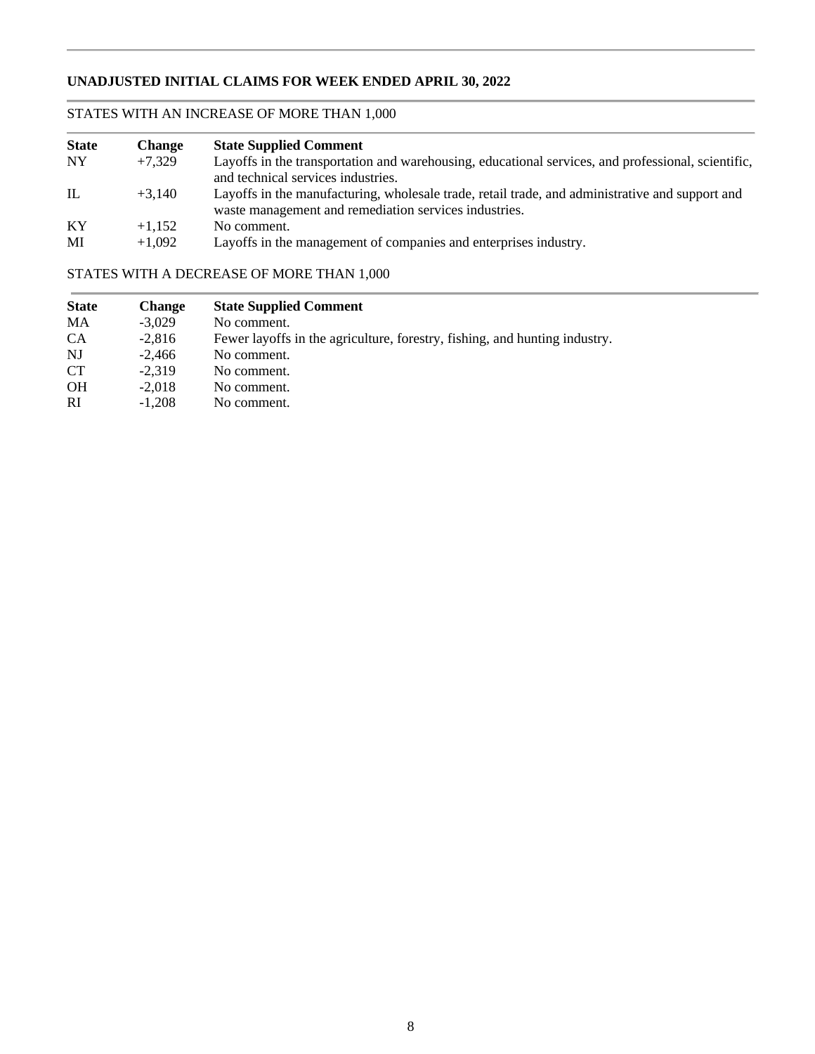## UNADJUSTED INITIAL CLAIMS FOR WEEK ENDED APRIL 30, 2022

### STATES WITH AN INCREASE OF MORE THAN 1,000

| State | Change | State Supplied Comment |
|---|---|---|
| NY | +7,329 | Layoffs in the transportation and warehousing, educational services, and professional, scientific, and technical services industries. |
| IL | +3,140 | Layoffs in the manufacturing, wholesale trade, retail trade, and administrative and support and waste management and remediation services industries. |
| KY | +1,152 | No comment. |
| MI | +1,092 | Layoffs in the management of companies and enterprises industry. |

### STATES WITH A DECREASE OF MORE THAN 1,000

| State | Change | State Supplied Comment |
|---|---|---|
| MA | -3,029 | No comment. |
| CA | -2,816 | Fewer layoffs in the agriculture, forestry, fishing, and hunting industry. |
| NJ | -2,466 | No comment. |
| CT | -2,319 | No comment. |
| OH | -2,018 | No comment. |
| RI | -1,208 | No comment. |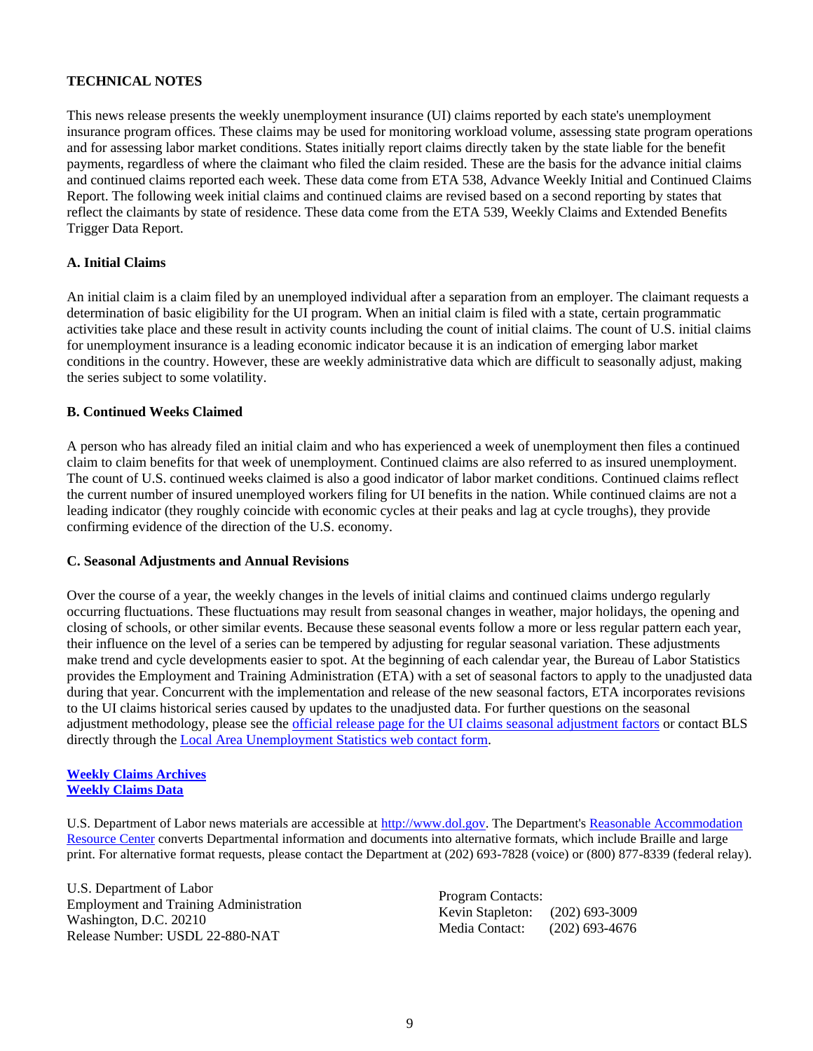## TECHNICAL NOTES

This news release presents the weekly unemployment insurance (UI) claims reported by each state's unemployment insurance program offices. These claims may be used for monitoring workload volume, assessing state program operations and for assessing labor market conditions. States initially report claims directly taken by the state liable for the benefit payments, regardless of where the claimant who filed the claim resided. These are the basis for the advance initial claims and continued claims reported each week. These data come from ETA 538, Advance Weekly Initial and Continued Claims Report. The following week initial claims and continued claims are revised based on a second reporting by states that reflect the claimants by state of residence. These data come from the ETA 539, Weekly Claims and Extended Benefits Trigger Data Report.

### A. Initial Claims

An initial claim is a claim filed by an unemployed individual after a separation from an employer. The claimant requests a determination of basic eligibility for the UI program. When an initial claim is filed with a state, certain programmatic activities take place and these result in activity counts including the count of initial claims. The count of U.S. initial claims for unemployment insurance is a leading economic indicator because it is an indication of emerging labor market conditions in the country. However, these are weekly administrative data which are difficult to seasonally adjust, making the series subject to some volatility.

### B. Continued Weeks Claimed

A person who has already filed an initial claim and who has experienced a week of unemployment then files a continued claim to claim benefits for that week of unemployment. Continued claims are also referred to as insured unemployment. The count of U.S. continued weeks claimed is also a good indicator of labor market conditions. Continued claims reflect the current number of insured unemployed workers filing for UI benefits in the nation. While continued claims are not a leading indicator (they roughly coincide with economic cycles at their peaks and lag at cycle troughs), they provide confirming evidence of the direction of the U.S. economy.

### C. Seasonal Adjustments and Annual Revisions

Over the course of a year, the weekly changes in the levels of initial claims and continued claims undergo regularly occurring fluctuations. These fluctuations may result from seasonal changes in weather, major holidays, the opening and closing of schools, or other similar events. Because these seasonal events follow a more or less regular pattern each year, their influence on the level of a series can be tempered by adjusting for regular seasonal variation. These adjustments make trend and cycle developments easier to spot. At the beginning of each calendar year, the Bureau of Labor Statistics provides the Employment and Training Administration (ETA) with a set of seasonal factors to apply to the unadjusted data during that year. Concurrent with the implementation and release of the new seasonal factors, ETA incorporates revisions to the UI claims historical series caused by updates to the unadjusted data. For further questions on the seasonal adjustment methodology, please see the official release page for the UI claims seasonal adjustment factors or contact BLS directly through the Local Area Unemployment Statistics web contact form.

**Weekly Claims Archives**
**Weekly Claims Data**

U.S. Department of Labor news materials are accessible at http://www.dol.gov. The Department's Reasonable Accommodation Resource Center converts Departmental information and documents into alternative formats, which include Braille and large print. For alternative format requests, please contact the Department at (202) 693-7828 (voice) or (800) 877-8339 (federal relay).

U.S. Department of Labor
Employment and Training Administration
Washington, D.C. 20210
Release Number: USDL 22-880-NAT

Program Contacts:
Kevin Stapleton: (202) 693-3009
Media Contact: (202) 693-4676